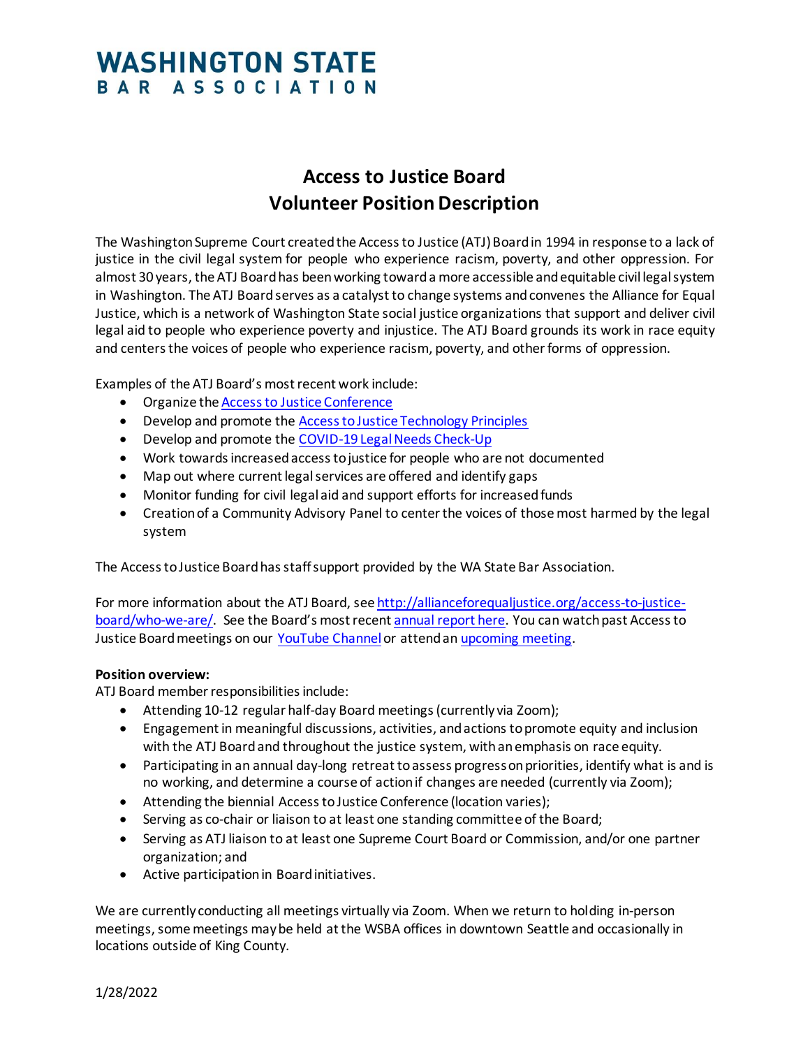# WASHINGTON STATE BAR ASSOCIATION

## Access to Justice Board
## Volunteer Position Description

The Washington Supreme Court created the Access to Justice (ATJ) Board in 1994 in response to a lack of justice in the civil legal system for people who experience racism, poverty, and other oppression. For almost 30 years, the ATJ Board has been working toward a more accessible and equitable civil legal system in Washington. The ATJ Board serves as a catalyst to change systems and convenes the Alliance for Equal Justice, which is a network of Washington State social justice organizations that support and deliver civil legal aid to people who experience poverty and injustice. The ATJ Board grounds its work in race equity and centers the voices of people who experience racism, poverty, and other forms of oppression.

Examples of the ATJ Board's most recent work include:

- Organize the Access to Justice Conference
- Develop and promote the Access to Justice Technology Principles
- Develop and promote the COVID-19 Legal Needs Check-Up
- Work towards increased access to justice for people who are not documented
- Map out where current legal services are offered and identify gaps
- Monitor funding for civil legal aid and support efforts for increased funds
- Creation of a Community Advisory Panel to center the voices of those most harmed by the legal system

The Access to Justice Board has staff support provided by the WA State Bar Association.

For more information about the ATJ Board, see http://allianceforequaljustice.org/access-to-justice-board/who-we-are/. See the Board's most recent annual report here. You can watch past Access to Justice Board meetings on our YouTube Channel or attend an upcoming meeting.

**Position overview:**
ATJ Board member responsibilities include:

- Attending 10-12 regular half-day Board meetings (currently via Zoom);
- Engagement in meaningful discussions, activities, and actions to promote equity and inclusion with the ATJ Board and throughout the justice system, with an emphasis on race equity.
- Participating in an annual day-long retreat to assess progress on priorities, identify what is and is no working, and determine a course of action if changes are needed (currently via Zoom);
- Attending the biennial Access to Justice Conference (location varies);
- Serving as co-chair or liaison to at least one standing committee of the Board;
- Serving as ATJ liaison to at least one Supreme Court Board or Commission, and/or one partner organization; and
- Active participation in Board initiatives.

We are currently conducting all meetings virtually via Zoom. When we return to holding in-person meetings, some meetings may be held at the WSBA offices in downtown Seattle and occasionally in locations outside of King County.

1/28/2022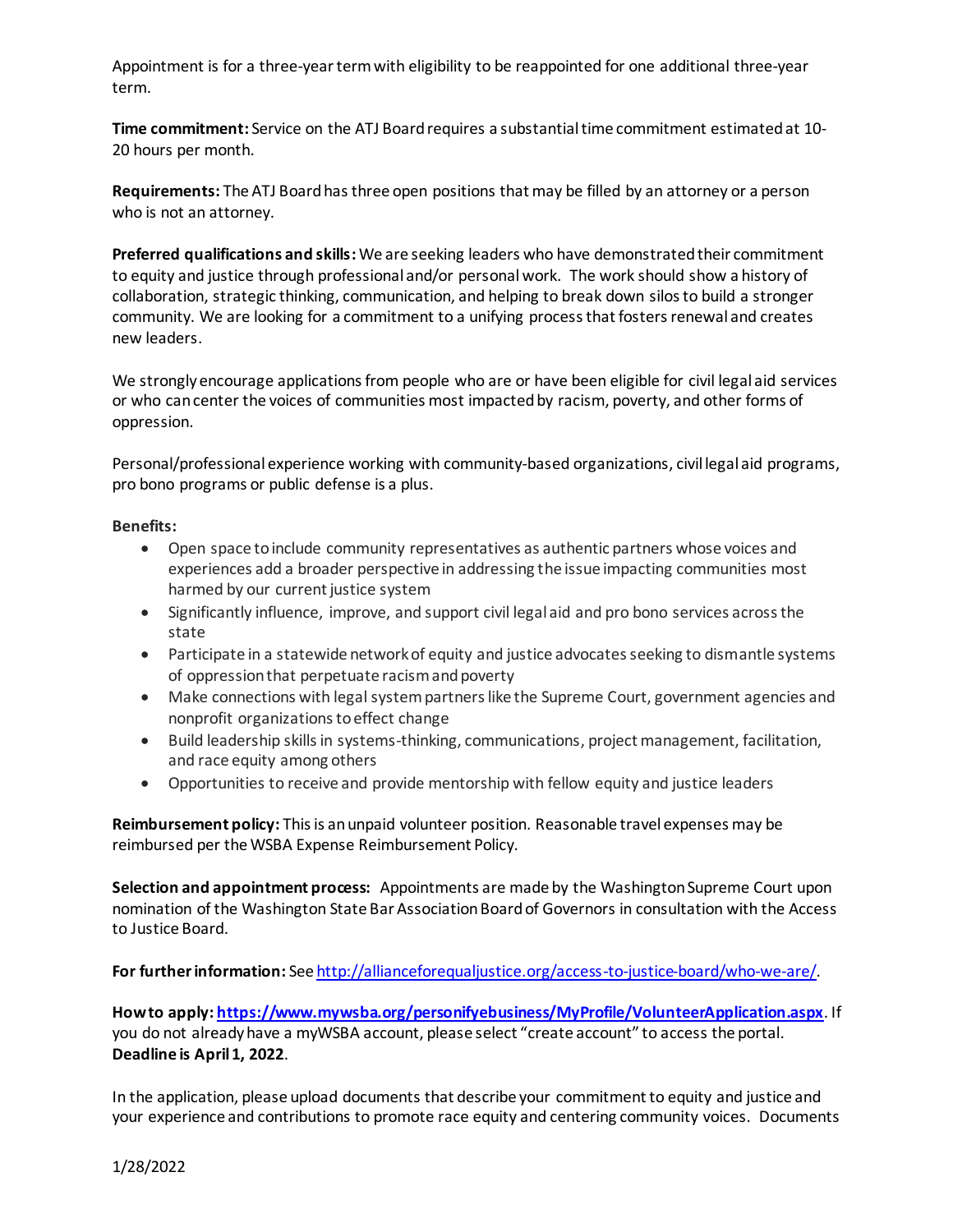Appointment is for a three-year term with eligibility to be reappointed for one additional three-year term.

**Time commitment:** Service on the ATJ Board requires a substantial time commitment estimated at 10-20 hours per month.

**Requirements:** The ATJ Board has three open positions that may be filled by an attorney or a person who is not an attorney.

**Preferred qualifications and skills:** We are seeking leaders who have demonstrated their commitment to equity and justice through professional and/or personal work. The work should show a history of collaboration, strategic thinking, communication, and helping to break down silos to build a stronger community. We are looking for a commitment to a unifying process that fosters renewal and creates new leaders.

We strongly encourage applications from people who are or have been eligible for civil legal aid services or who can center the voices of communities most impacted by racism, poverty, and other forms of oppression.

Personal/professional experience working with community-based organizations, civil legal aid programs, pro bono programs or public defense is a plus.

**Benefits:**

- Open space to include community representatives as authentic partners whose voices and experiences add a broader perspective in addressing the issue impacting communities most harmed by our current justice system
- Significantly influence, improve, and support civil legal aid and pro bono services across the state
- Participate in a statewide network of equity and justice advocates seeking to dismantle systems of oppression that perpetuate racism and poverty
- Make connections with legal system partners like the Supreme Court, government agencies and nonprofit organizations to effect change
- Build leadership skills in systems-thinking, communications, project management, facilitation, and race equity among others
- Opportunities to receive and provide mentorship with fellow equity and justice leaders

**Reimbursement policy:** This is an unpaid volunteer position. Reasonable travel expenses may be reimbursed per the WSBA Expense Reimbursement Policy.

**Selection and appointment process:** Appointments are made by the Washington Supreme Court upon nomination of the Washington State Bar Association Board of Governors in consultation with the Access to Justice Board.

**For further information:** See [http://allianceforequaljustice.org/access-to-justice-board/who-we-are/](http://allianceforequaljustice.org/access-to-justice-board/who-we-are/).

**How to apply: [https://www.mywsba.org/personifyebusiness/MyProfile/VolunteerApplication.aspx](https://www.mywsba.org/personifyebusiness/MyProfile/VolunteerApplication.aspx)**. If you do not already have a myWSBA account, please select "create account" to access the portal. **Deadline is April 1, 2022**.

In the application, please upload documents that describe your commitment to equity and justice and your experience and contributions to promote race equity and centering community voices. Documents

1/28/2022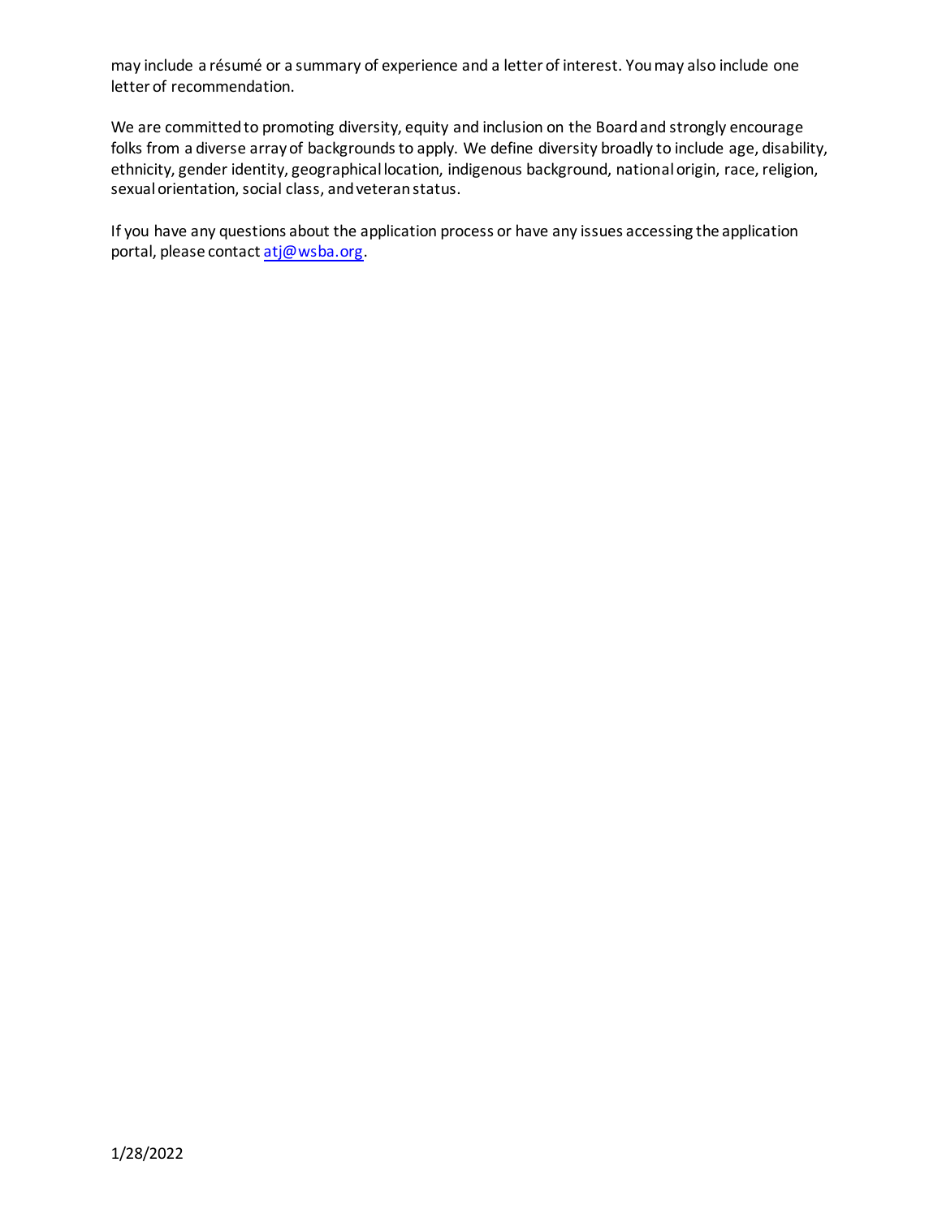may include a résumé or a summary of experience and a letter of interest. You may also include one letter of recommendation.

We are committed to promoting diversity, equity and inclusion on the Board and strongly encourage folks from a diverse array of backgrounds to apply. We define diversity broadly to include age, disability, ethnicity, gender identity, geographical location, indigenous background, national origin, race, religion, sexual orientation, social class, and veteran status.

If you have any questions about the application process or have any issues accessing the application portal, please contact atj@wsba.org.

1/28/2022